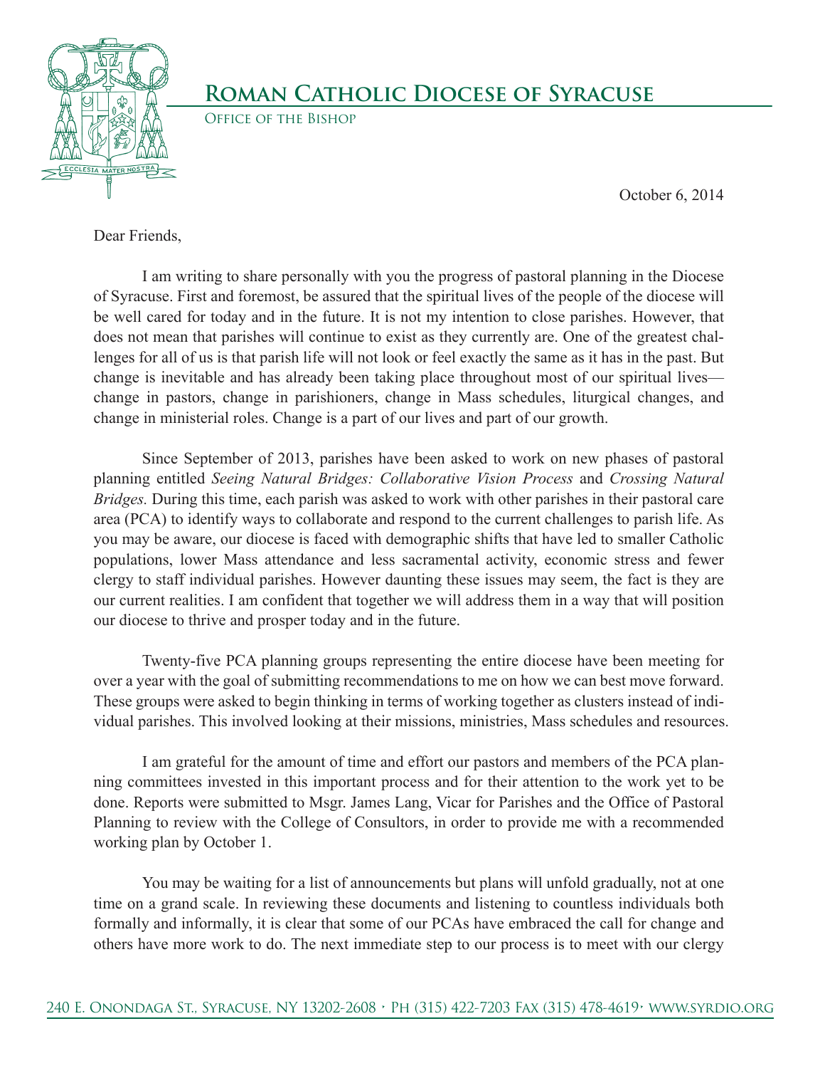# Roman Catholic Diocese of Syracuse

Office of the Bishop

October 6, 2014

Dear Friends,

I am writing to share personally with you the progress of pastoral planning in the Diocese of Syracuse. First and foremost, be assured that the spiritual lives of the people of the diocese will be well cared for today and in the future. It is not my intention to close parishes. However, that does not mean that parishes will continue to exist as they currently are. One of the greatest challenges for all of us is that parish life will not look or feel exactly the same as it has in the past. But change is inevitable and has already been taking place throughout most of our spiritual lives—change in pastors, change in parishioners, change in Mass schedules, liturgical changes, and change in ministerial roles. Change is a part of our lives and part of our growth.

Since September of 2013, parishes have been asked to work on new phases of pastoral planning entitled *Seeing Natural Bridges: Collaborative Vision Process* and *Crossing Natural Bridges.* During this time, each parish was asked to work with other parishes in their pastoral care area (PCA) to identify ways to collaborate and respond to the current challenges to parish life. As you may be aware, our diocese is faced with demographic shifts that have led to smaller Catholic populations, lower Mass attendance and less sacramental activity, economic stress and fewer clergy to staff individual parishes. However daunting these issues may seem, the fact is they are our current realities. I am confident that together we will address them in a way that will position our diocese to thrive and prosper today and in the future.

Twenty-five PCA planning groups representing the entire diocese have been meeting for over a year with the goal of submitting recommendations to me on how we can best move forward. These groups were asked to begin thinking in terms of working together as clusters instead of individual parishes. This involved looking at their missions, ministries, Mass schedules and resources.

I am grateful for the amount of time and effort our pastors and members of the PCA planning committees invested in this important process and for their attention to the work yet to be done. Reports were submitted to Msgr. James Lang, Vicar for Parishes and the Office of Pastoral Planning to review with the College of Consultors, in order to provide me with a recommended working plan by October 1.

You may be waiting for a list of announcements but plans will unfold gradually, not at one time on a grand scale. In reviewing these documents and listening to countless individuals both formally and informally, it is clear that some of our PCAs have embraced the call for change and others have more work to do. The next immediate step to our process is to meet with our clergy

240 E. Onondaga St., Syracuse, NY 13202-2608 · Ph (315) 422-7203 Fax (315) 478-4619 · www.syrdio.org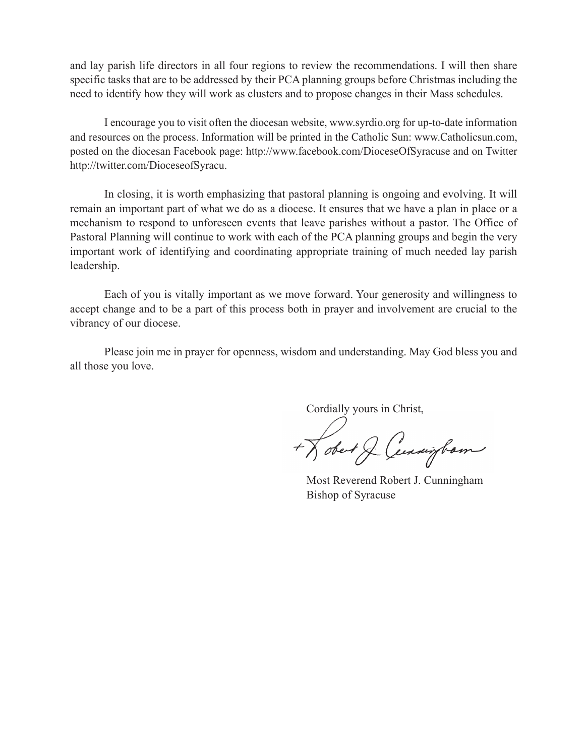and lay parish life directors in all four regions to review the recommendations. I will then share specific tasks that are to be addressed by their PCA planning groups before Christmas including the need to identify how they will work as clusters and to propose changes in their Mass schedules.

I encourage you to visit often the diocesan website, www.syrdio.org for up-to-date information and resources on the process. Information will be printed in the Catholic Sun: www.Catholicsun.com, posted on the diocesan Facebook page: http://www.facebook.com/DioceseOfSyracuse and on Twitter http://twitter.com/DioceseofSyracu.

In closing, it is worth emphasizing that pastoral planning is ongoing and evolving. It will remain an important part of what we do as a diocese. It ensures that we have a plan in place or a mechanism to respond to unforeseen events that leave parishes without a pastor. The Office of Pastoral Planning will continue to work with each of the PCA planning groups and begin the very important work of identifying and coordinating appropriate training of much needed lay parish leadership.

Each of you is vitally important as we move forward. Your generosity and willingness to accept change and to be a part of this process both in prayer and involvement are crucial to the vibrancy of our diocese.

Please join me in prayer for openness, wisdom and understanding. May God bless you and all those you love.

Cordially yours in Christ,

+Robert J. Cunningham

Most Reverend Robert J. Cunningham
Bishop of Syracuse